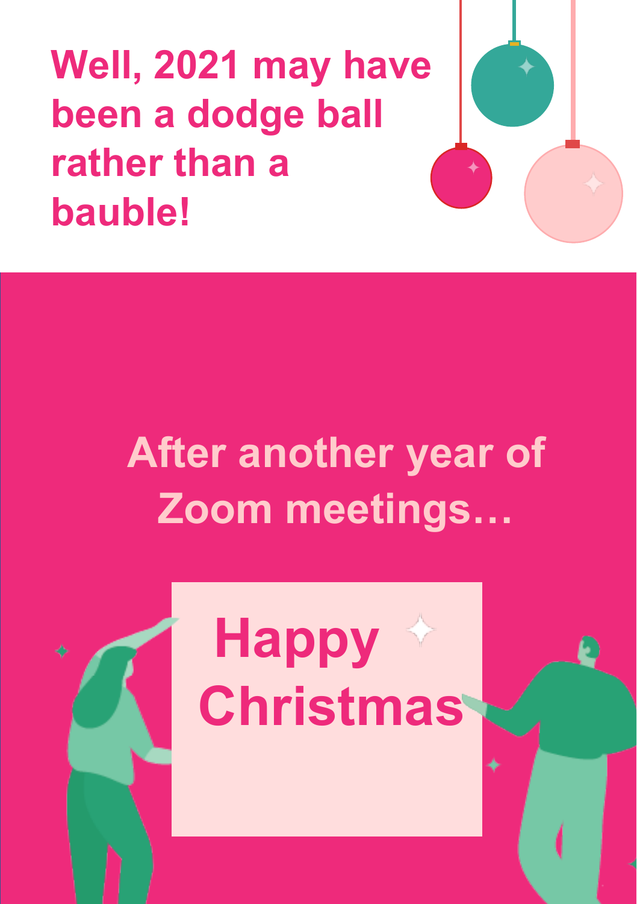# Well, 2021 may have been a dodge ball rather than a bauble!

## After another year of Zoom meetings…

## Happy Christmas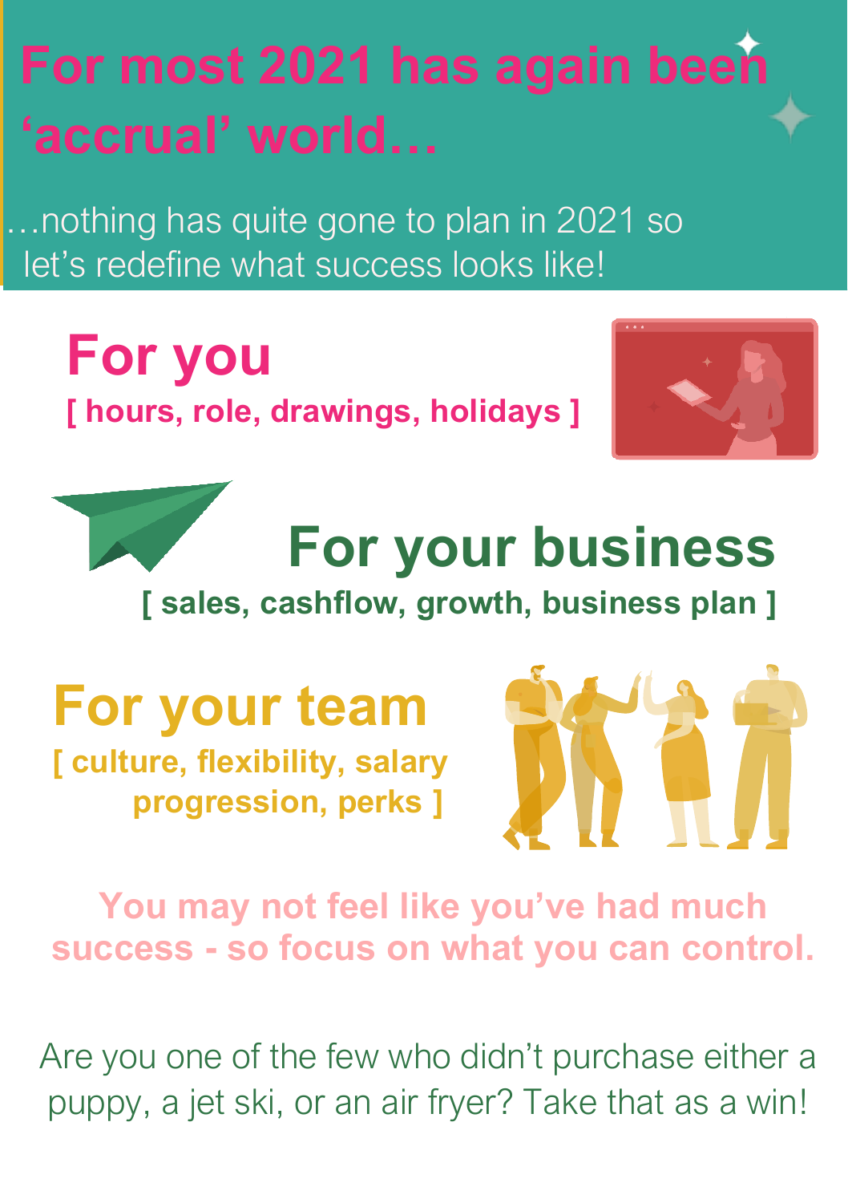# For most 2021 has again been 'accrual' world…

…nothing has quite gone to plan in 2021 so let's redefine what success looks like!

## For you

**[ hours, role, drawings, holidays ]**

## For your business

**[ sales, cashflow, growth, business plan ]**

## For your team

**[ culture, flexibility, salary progression, perks ]**

**You may not feel like you've had much success - so focus on what you can control.**

Are you one of the few who didn't purchase either a puppy, a jet ski, or an air fryer? Take that as a win!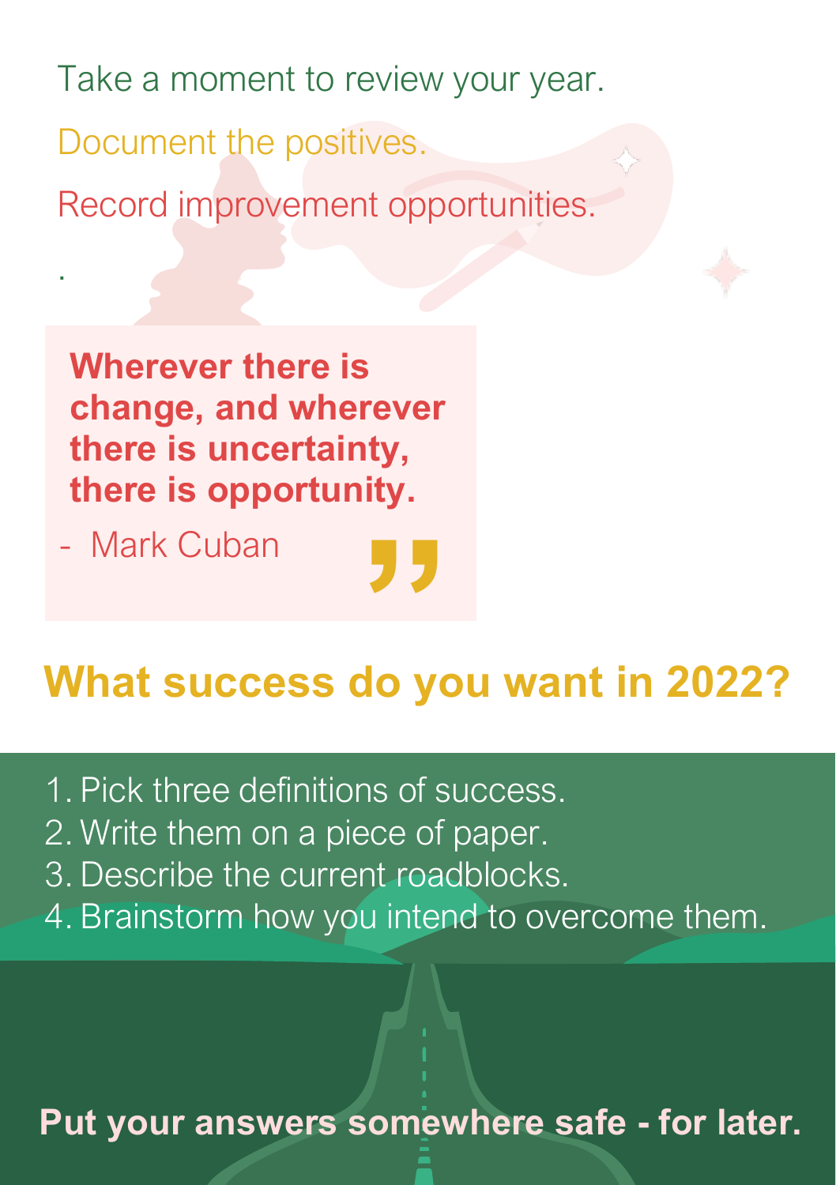Take a moment to review your year.

Document the positives.

Record improvement opportunities.

.

> **Wherever there is change, and wherever there is uncertainty, there is opportunity.**
>
> \- Mark Cuban

## What success do you want in 2022?

1. Pick three definitions of success.
2. Write them on a piece of paper.
3. Describe the current roadblocks.
4. Brainstorm how you intend to overcome them.

**Put your answers somewhere safe - for later.**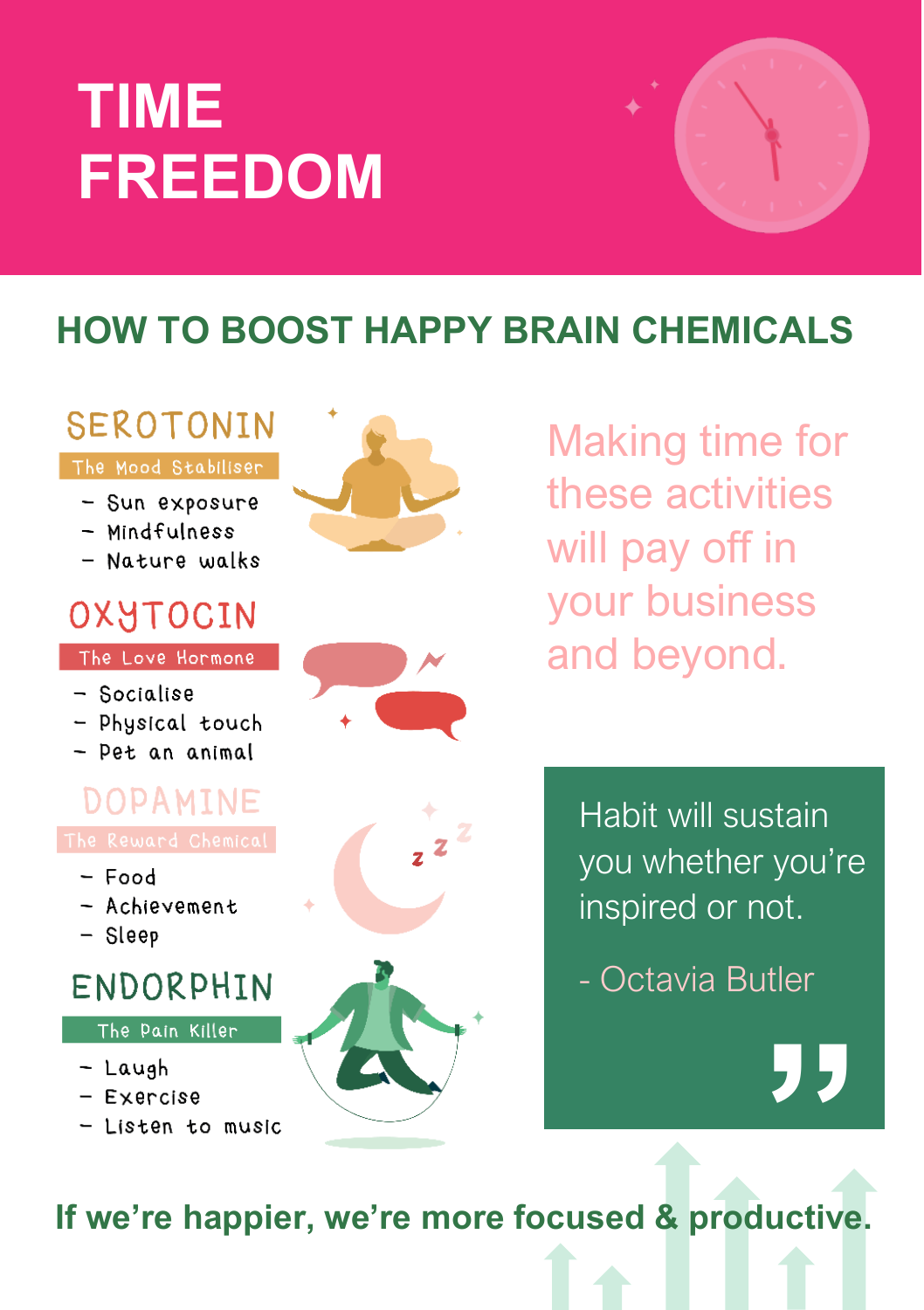# TIME FREEDOM

## HOW TO BOOST HAPPY BRAIN CHEMICALS

### SEROTONIN

**The Mood Stabiliser**

- Sun exposure
- Mindfulness
- Nature walks

### OXYTOCIN

**The Love Hormone**

- Socialise
- Physical touch
- Pet an animal

### DOPAMINE

**The Reward Chemical**

- Food
- Achievement
- Sleep

### ENDORPHIN

**The Pain Killer**

- Laugh
- Exercise
- Listen to music

Making time for these activities will pay off in your business and beyond.

> Habit will sustain you whether you're inspired or not.
>
> \- Octavia Butler

**If we're happier, we're more focused & productive.**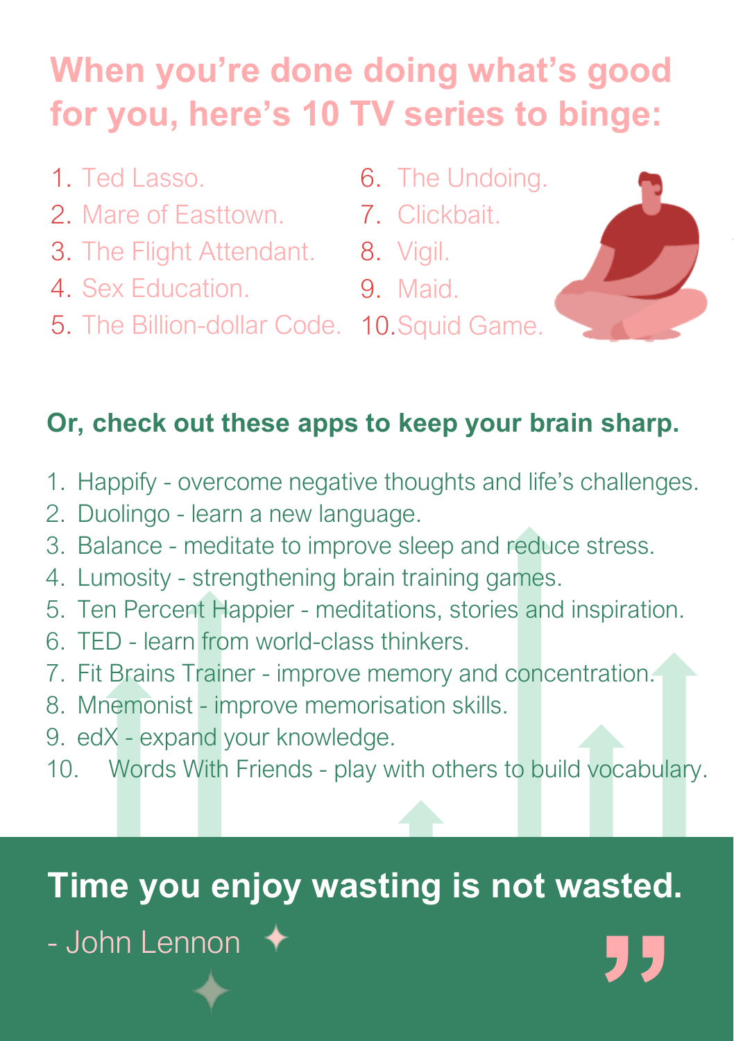## When you're done doing what's good for you, here's 10 TV series to binge:

1. Ted Lasso.
2. Mare of Easttown.
3. The Flight Attendant.
4. Sex Education.
5. The Billion-dollar Code.
6. The Undoing.
7. Clickbait.
8. Vigil.
9. Maid.
10. Squid Game.

### Or, check out these apps to keep your brain sharp.

1. Happify - overcome negative thoughts and life's challenges.
2. Duolingo - learn a new language.
3. Balance - meditate to improve sleep and reduce stress.
4. Lumosity - strengthening brain training games.
5. Ten Percent Happier - meditations, stories and inspiration.
6. TED - learn from world-class thinkers.
7. Fit Brains Trainer - improve memory and concentration.
8. Mnemonist - improve memorisation skills.
9. edX - expand your knowledge.
10. Words With Friends - play with others to build vocabulary.

**Time you enjoy wasting is not wasted.**

- John Lennon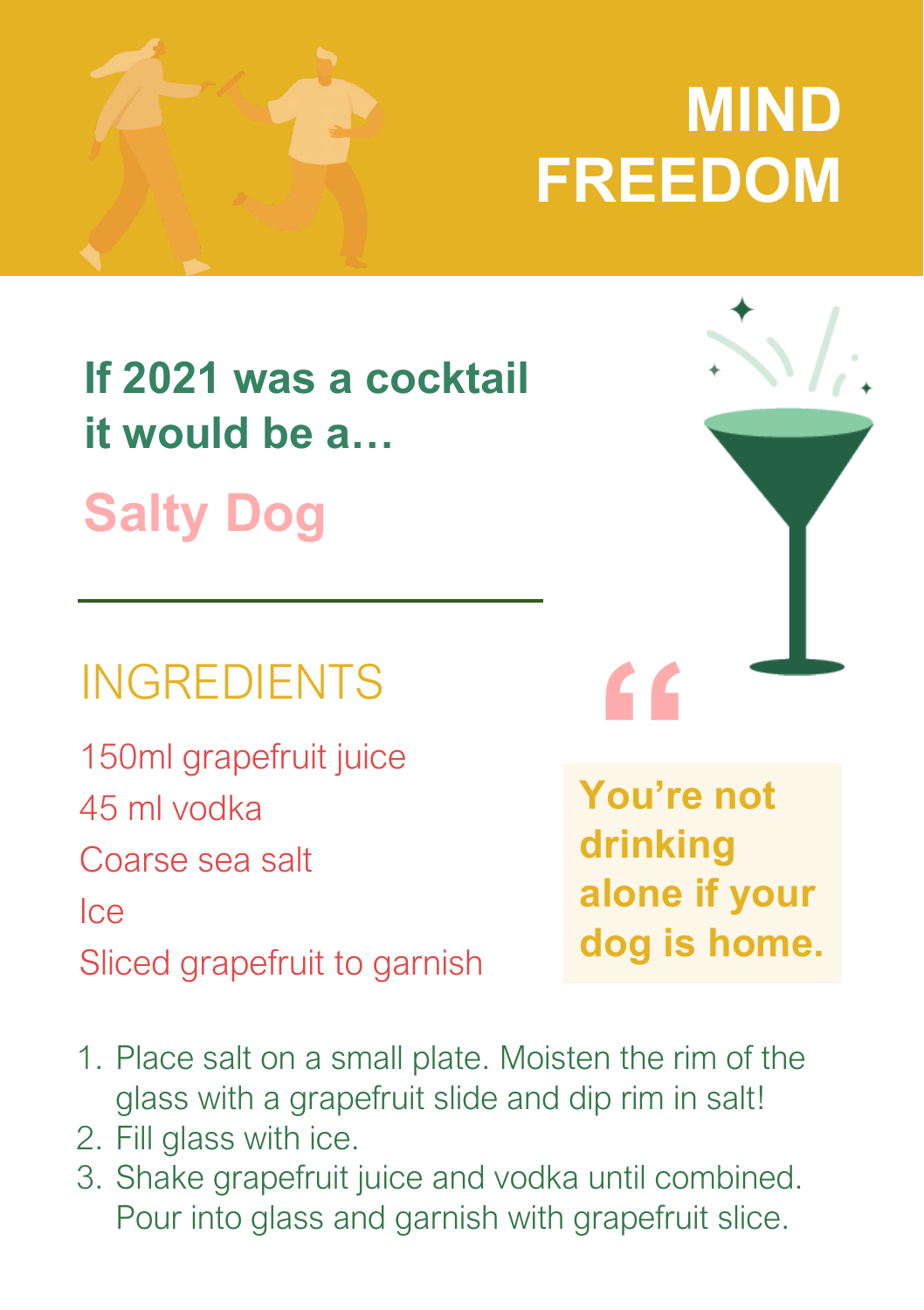# MIND FREEDOM

## If 2021 was a cocktail it would be a…

## Salty Dog

---

### INGREDIENTS

150ml grapefruit juice
45 ml vodka
Coarse sea salt
Ice
Sliced grapefruit to garnish

> **You're not drinking alone if your dog is home.**

1. Place salt on a small plate. Moisten the rim of the glass with a grapefruit slide and dip rim in salt!
2. Fill glass with ice.
3. Shake grapefruit juice and vodka until combined. Pour into glass and garnish with grapefruit slice.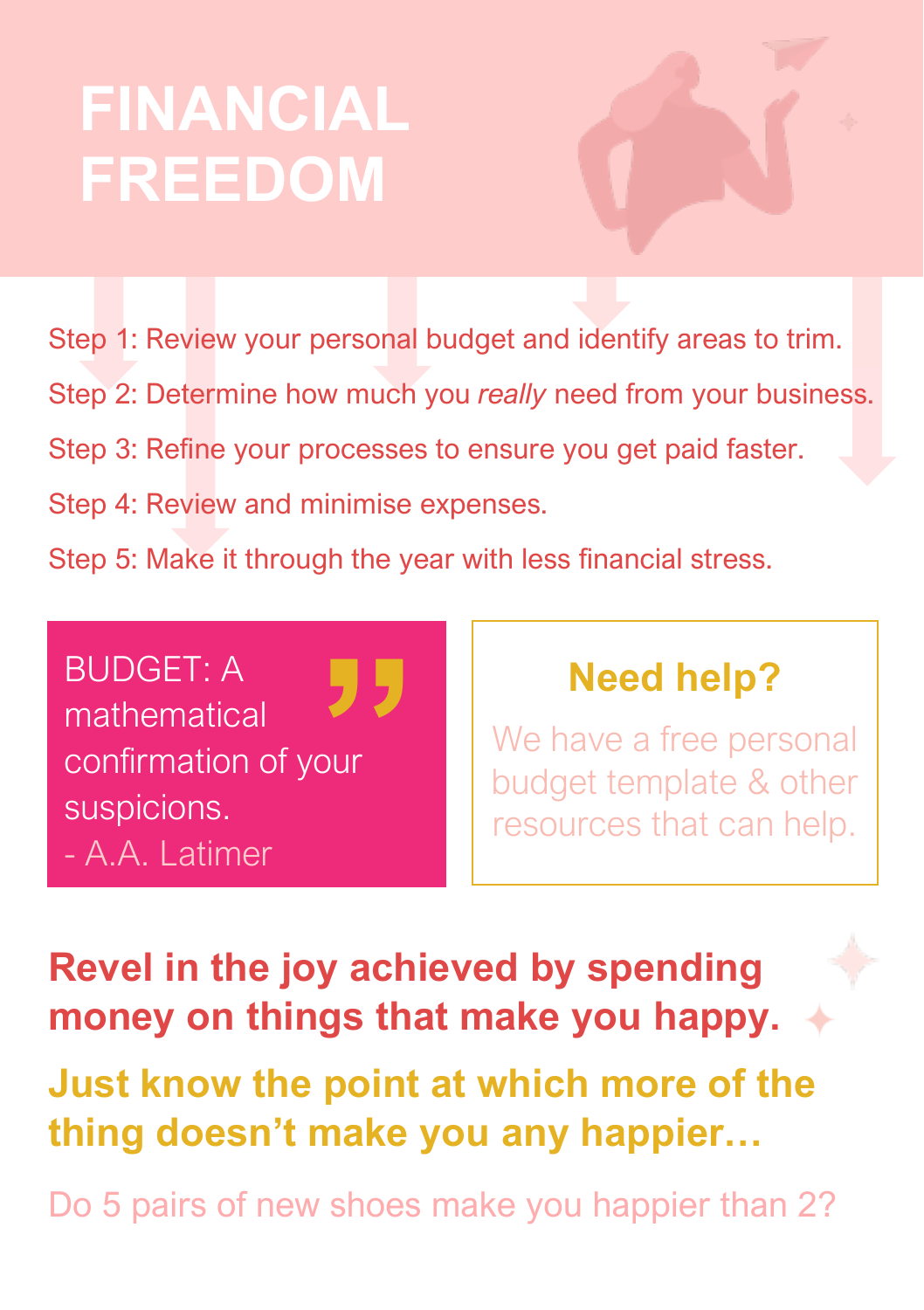# FINANCIAL FREEDOM

Step 1: Review your personal budget and identify areas to trim.

Step 2: Determine how much you *really* need from your business.

Step 3: Refine your processes to ensure you get paid faster.

Step 4: Review and minimise expenses.

Step 5: Make it through the year with less financial stress.

> BUDGET: A mathematical confirmation of your suspicions.
> - A.A. Latimer

### Need help?

We have a free personal budget template & other resources that can help.

**Revel in the joy achieved by spending money on things that make you happy.**

**Just know the point at which more of the thing doesn't make you any happier…**

Do 5 pairs of new shoes make you happier than 2?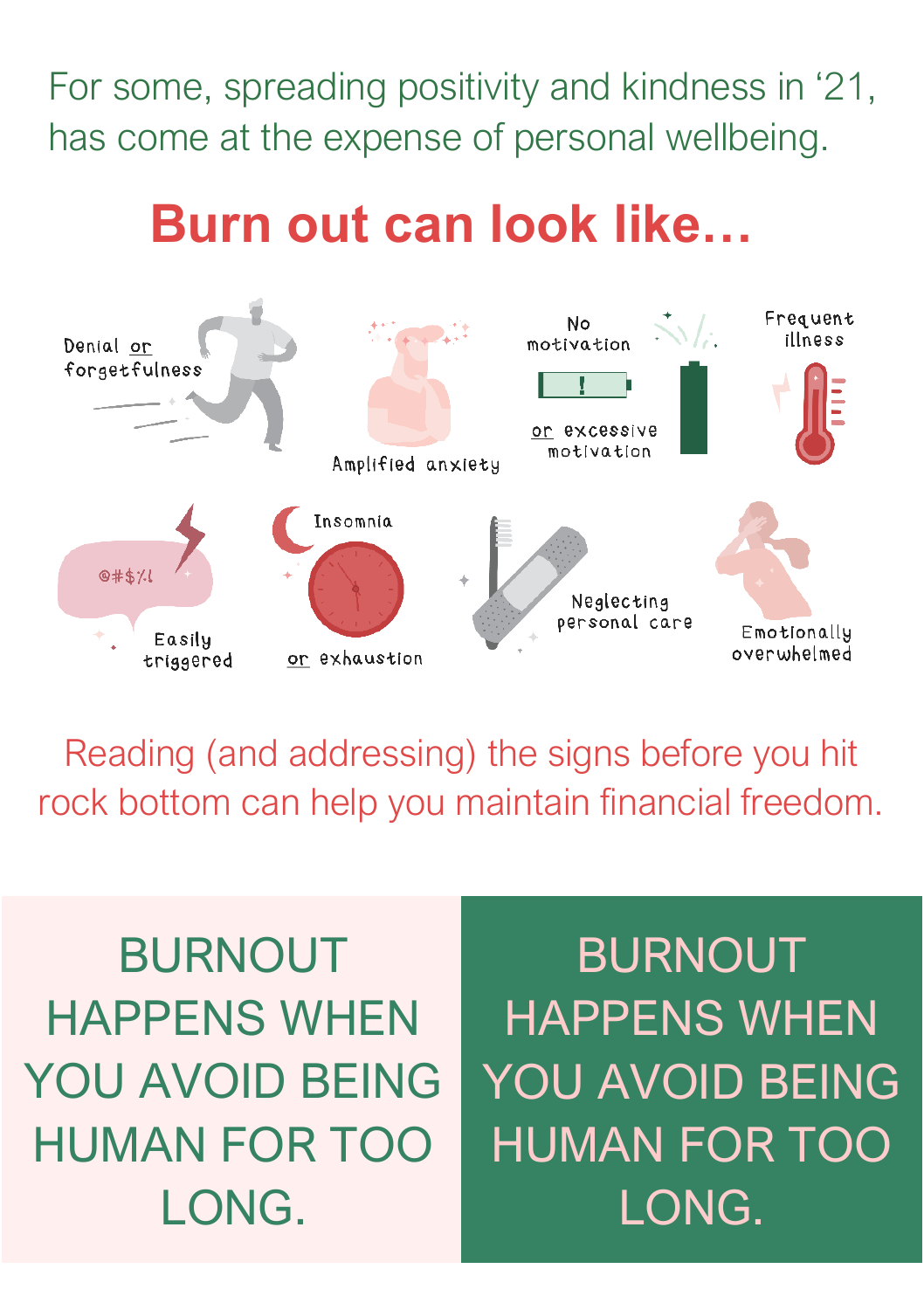For some, spreading positivity and kindness in '21, has come at the expense of personal wellbeing.

## Burn out can look like…

- Denial or forgetfulness
- Amplified anxiety
- No motivation or excessive motivation
- Frequent illness
- Easily triggered
- Insomnia or exhaustion
- Neglecting personal care
- Emotionally overwhelmed

Reading (and addressing) the signs before you hit rock bottom can help you maintain financial freedom.

BURNOUT HAPPENS WHEN YOU AVOID BEING HUMAN FOR TOO LONG.

BURNOUT HAPPENS WHEN YOU AVOID BEING HUMAN FOR TOO LONG.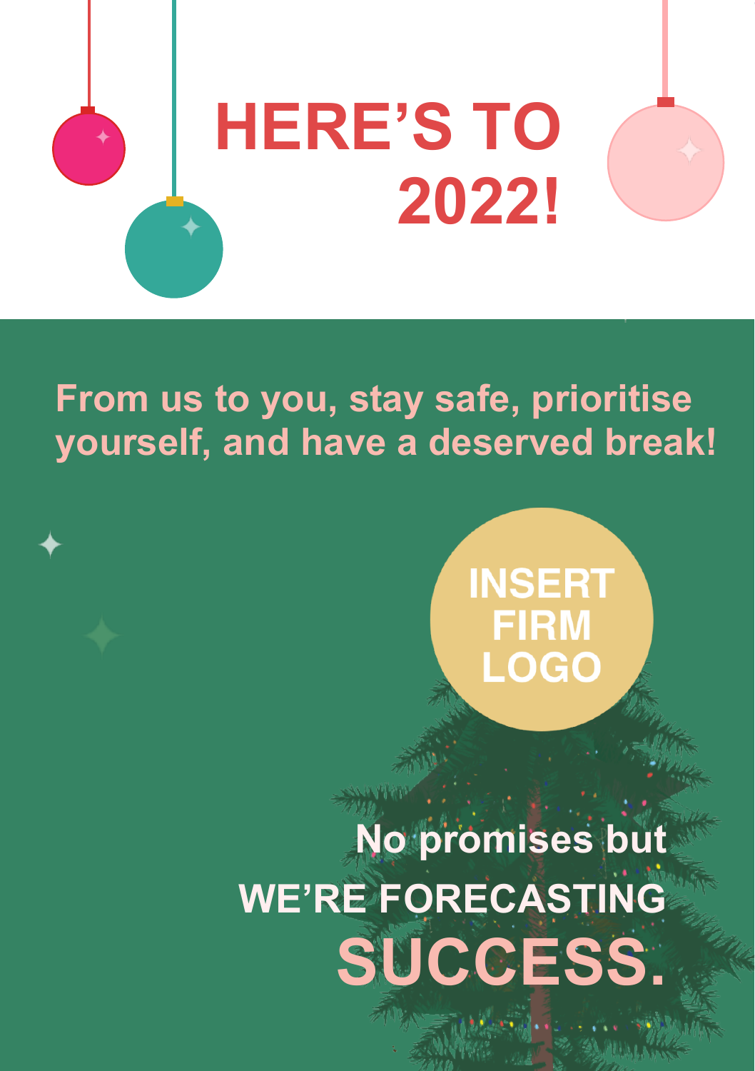# HERE'S TO 2022!

**From us to you, stay safe, prioritise yourself, and have a deserved break!**

INSERT FIRM LOGO

**No promises but**

**WE'RE FORECASTING**

**SUCCESS.**